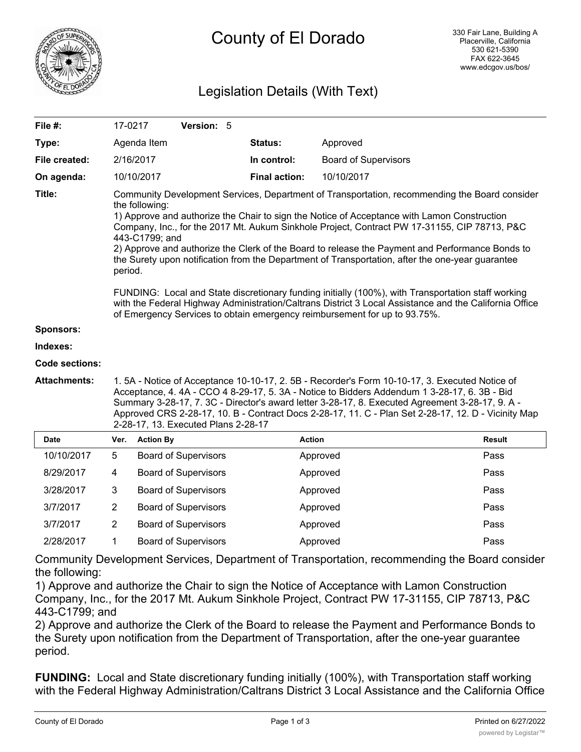# County of El Dorado

330 Fair Lane, Building A
Placerville, California
530 621-5390
FAX 622-3645
www.edcgov.us/bos/

## Legislation Details (With Text)

| | | | |
|---|---|---|---|
| **File #:** | 17-0217 **Version:** 5 | | |
| **Type:** | Agenda Item | **Status:** | Approved |
| **File created:** | 2/16/2017 | **In control:** | Board of Supervisors |
| **On agenda:** | 10/10/2017 | **Final action:** | 10/10/2017 |

**Title:** Community Development Services, Department of Transportation, recommending the Board consider the following:
1) Approve and authorize the Chair to sign the Notice of Acceptance with Lamon Construction Company, Inc., for the 2017 Mt. Aukum Sinkhole Project, Contract PW 17-31155, CIP 78713, P&C 443-C1799; and
2) Approve and authorize the Clerk of the Board to release the Payment and Performance Bonds to the Surety upon notification from the Department of Transportation, after the one-year guarantee period.

FUNDING: Local and State discretionary funding initially (100%), with Transportation staff working with the Federal Highway Administration/Caltrans District 3 Local Assistance and the California Office of Emergency Services to obtain emergency reimbursement for up to 93.75%.

**Sponsors:**

**Indexes:**

**Code sections:**

**Attachments:** 1. 5A - Notice of Acceptance 10-10-17, 2. 5B - Recorder's Form 10-10-17, 3. Executed Notice of Acceptance, 4. 4A - CCO 4 8-29-17, 5. 3A - Notice to Bidders Addendum 1 3-28-17, 6. 3B - Bid Summary 3-28-17, 7. 3C - Director's award letter 3-28-17, 8. Executed Agreement 3-28-17, 9. A - Approved CRS 2-28-17, 10. B - Contract Docs 2-28-17, 11. C - Plan Set 2-28-17, 12. D - Vicinity Map 2-28-17, 13. Executed Plans 2-28-17

| Date | Ver. | Action By | Action | Result |
|---|---|---|---|---|
| 10/10/2017 | 5 | Board of Supervisors | Approved | Pass |
| 8/29/2017 | 4 | Board of Supervisors | Approved | Pass |
| 3/28/2017 | 3 | Board of Supervisors | Approved | Pass |
| 3/7/2017 | 2 | Board of Supervisors | Approved | Pass |
| 3/7/2017 | 2 | Board of Supervisors | Approved | Pass |
| 2/28/2017 | 1 | Board of Supervisors | Approved | Pass |

Community Development Services, Department of Transportation, recommending the Board consider the following:
1) Approve and authorize the Chair to sign the Notice of Acceptance with Lamon Construction Company, Inc., for the 2017 Mt. Aukum Sinkhole Project, Contract PW 17-31155, CIP 78713, P&C 443-C1799; and
2) Approve and authorize the Clerk of the Board to release the Payment and Performance Bonds to the Surety upon notification from the Department of Transportation, after the one-year guarantee period.

**FUNDING:** Local and State discretionary funding initially (100%), with Transportation staff working with the Federal Highway Administration/Caltrans District 3 Local Assistance and the California Office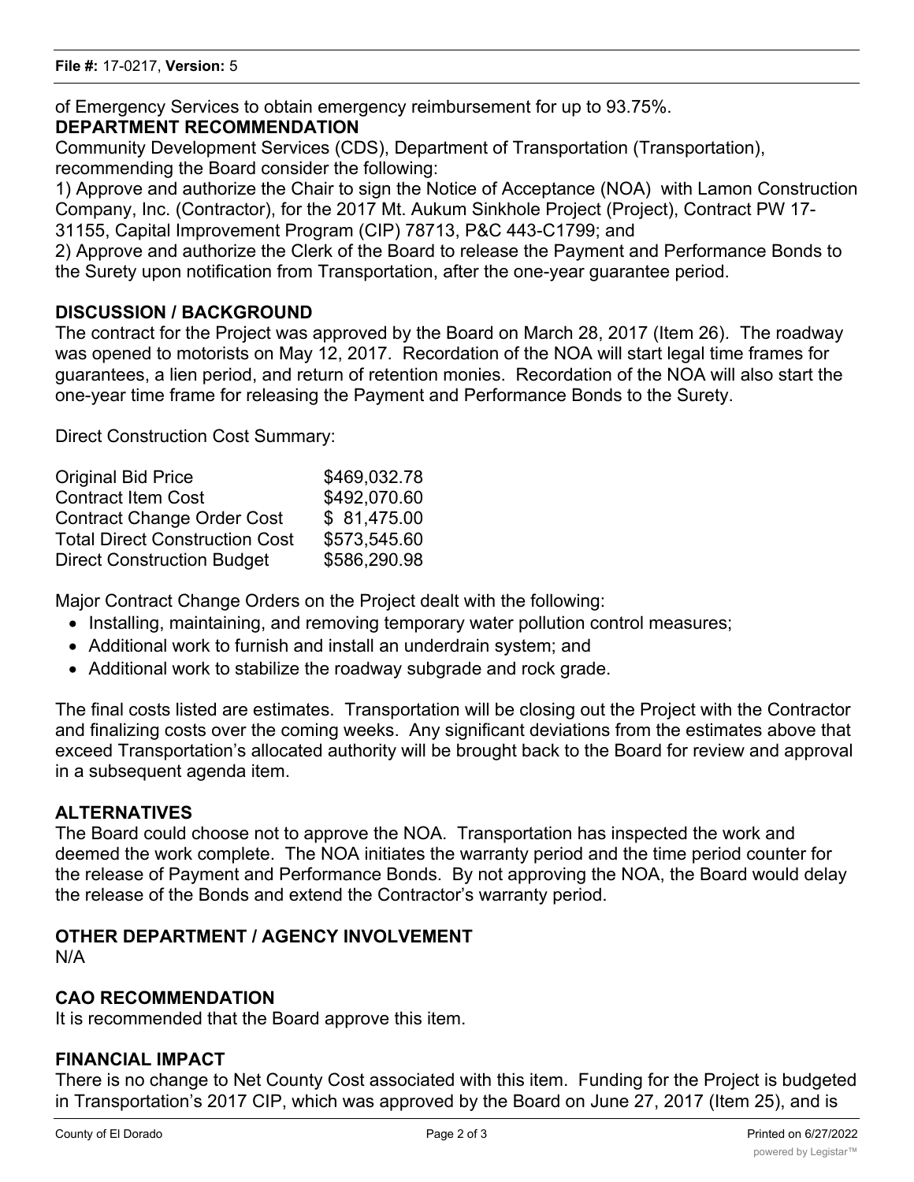of Emergency Services to obtain emergency reimbursement for up to 93.75%.

**DEPARTMENT RECOMMENDATION**

Community Development Services (CDS), Department of Transportation (Transportation), recommending the Board consider the following:

1) Approve and authorize the Chair to sign the Notice of Acceptance (NOA) with Lamon Construction Company, Inc. (Contractor), for the 2017 Mt. Aukum Sinkhole Project (Project), Contract PW 17-31155, Capital Improvement Program (CIP) 78713, P&C 443-C1799; and

2) Approve and authorize the Clerk of the Board to release the Payment and Performance Bonds to the Surety upon notification from Transportation, after the one-year guarantee period.

**DISCUSSION / BACKGROUND**

The contract for the Project was approved by the Board on March 28, 2017 (Item 26). The roadway was opened to motorists on May 12, 2017. Recordation of the NOA will start legal time frames for guarantees, a lien period, and return of retention monies. Recordation of the NOA will also start the one-year time frame for releasing the Payment and Performance Bonds to the Surety.

Direct Construction Cost Summary:

| | |
|---|---|
| Original Bid Price | $469,032.78 |
| Contract Item Cost | $492,070.60 |
| Contract Change Order Cost | $ 81,475.00 |
| Total Direct Construction Cost | $573,545.60 |
| Direct Construction Budget | $586,290.98 |

Major Contract Change Orders on the Project dealt with the following:

- Installing, maintaining, and removing temporary water pollution control measures;
- Additional work to furnish and install an underdrain system; and
- Additional work to stabilize the roadway subgrade and rock grade.

The final costs listed are estimates. Transportation will be closing out the Project with the Contractor and finalizing costs over the coming weeks. Any significant deviations from the estimates above that exceed Transportation's allocated authority will be brought back to the Board for review and approval in a subsequent agenda item.

**ALTERNATIVES**

The Board could choose not to approve the NOA. Transportation has inspected the work and deemed the work complete. The NOA initiates the warranty period and the time period counter for the release of Payment and Performance Bonds. By not approving the NOA, the Board would delay the release of the Bonds and extend the Contractor's warranty period.

**OTHER DEPARTMENT / AGENCY INVOLVEMENT**

N/A

**CAO RECOMMENDATION**

It is recommended that the Board approve this item.

**FINANCIAL IMPACT**

There is no change to Net County Cost associated with this item. Funding for the Project is budgeted in Transportation's 2017 CIP, which was approved by the Board on June 27, 2017 (Item 25), and is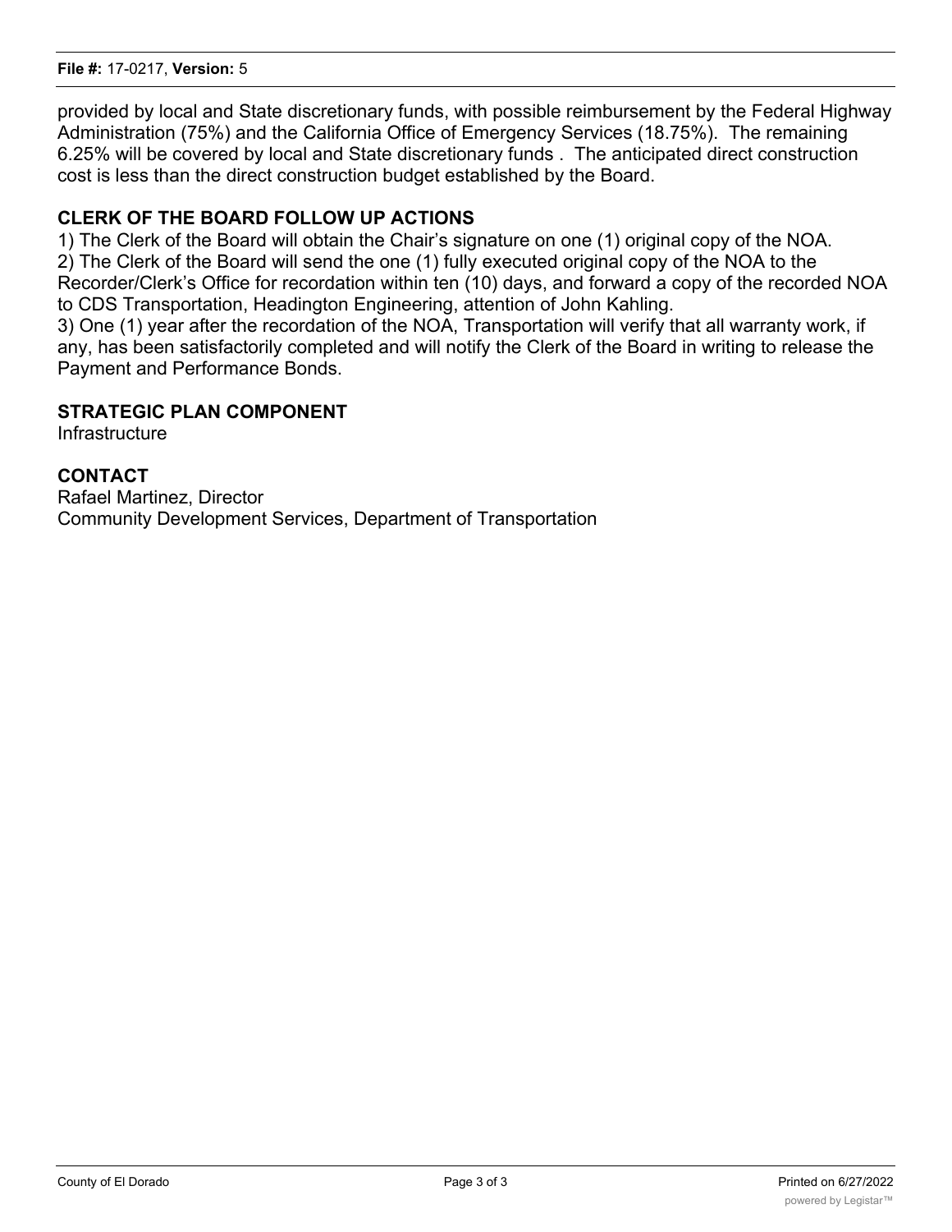provided by local and State discretionary funds, with possible reimbursement by the Federal Highway Administration (75%) and the California Office of Emergency Services (18.75%). The remaining 6.25% will be covered by local and State discretionary funds . The anticipated direct construction cost is less than the direct construction budget established by the Board.

## CLERK OF THE BOARD FOLLOW UP ACTIONS

1) The Clerk of the Board will obtain the Chair's signature on one (1) original copy of the NOA.
2) The Clerk of the Board will send the one (1) fully executed original copy of the NOA to the Recorder/Clerk's Office for recordation within ten (10) days, and forward a copy of the recorded NOA to CDS Transportation, Headington Engineering, attention of John Kahling.
3) One (1) year after the recordation of the NOA, Transportation will verify that all warranty work, if any, has been satisfactorily completed and will notify the Clerk of the Board in writing to release the Payment and Performance Bonds.

## STRATEGIC PLAN COMPONENT

Infrastructure

## CONTACT

Rafael Martinez, Director
Community Development Services, Department of Transportation